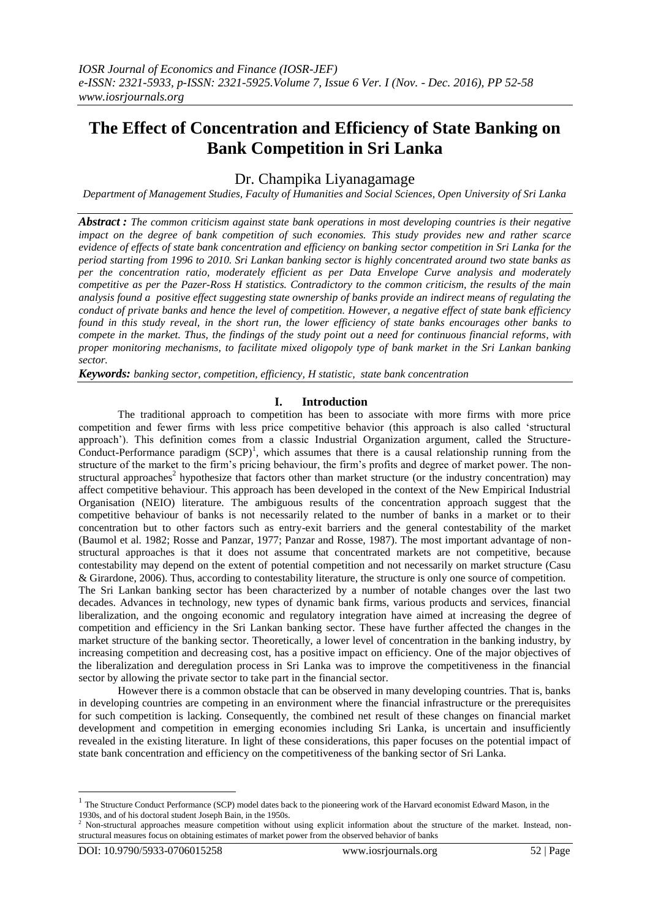# The Effect of Concentration and Efficiency of State Banking on Bank Competition in Sri Lanka

Dr. Champika Liyanagamage

*Department of Management Studies, Faculty of Humanities and Social Sciences, Open University of Sri Lanka*

***Abstract :*** *The common criticism against state bank operations in most developing countries is their negative impact on the degree of bank competition of such economies. This study provides new and rather scarce evidence of effects of state bank concentration and efficiency on banking sector competition in Sri Lanka for the period starting from 1996 to 2010. Sri Lankan banking sector is highly concentrated around two state banks as per the concentration ratio, moderately efficient as per Data Envelope Curve analysis and moderately competitive as per the Pazer-Ross H statistics. Contradictory to the common criticism, the results of the main analysis found a positive effect suggesting state ownership of banks provide an indirect means of regulating the conduct of private banks and hence the level of competition. However, a negative effect of state bank efficiency found in this study reveal, in the short run, the lower efficiency of state banks encourages other banks to compete in the market. Thus, the findings of the study point out a need for continuous financial reforms, with proper monitoring mechanisms, to facilitate mixed oligopoly type of bank market in the Sri Lankan banking sector.*

***Keywords:*** *banking sector, competition, efficiency, H statistic, state bank concentration*

## I. Introduction

The traditional approach to competition has been to associate with more firms with more price competition and fewer firms with less price competitive behavior (this approach is also called 'structural approach'). This definition comes from a classic Industrial Organization argument, called the Structure-Conduct-Performance paradigm (SCP)[1], which assumes that there is a causal relationship running from the structure of the market to the firm's pricing behaviour, the firm's profits and degree of market power. The non-structural approaches[2] hypothesize that factors other than market structure (or the industry concentration) may affect competitive behaviour. This approach has been developed in the context of the New Empirical Industrial Organisation (NEIO) literature. The ambiguous results of the concentration approach suggest that the competitive behaviour of banks is not necessarily related to the number of banks in a market or to their concentration but to other factors such as entry-exit barriers and the general contestability of the market (Baumol et al. 1982; Rosse and Panzar, 1977; Panzar and Rosse, 1987). The most important advantage of non-structural approaches is that it does not assume that concentrated markets are not competitive, because contestability may depend on the extent of potential competition and not necessarily on market structure (Casu & Girardone, 2006). Thus, according to contestability literature, the structure is only one source of competition.

The Sri Lankan banking sector has been characterized by a number of notable changes over the last two decades. Advances in technology, new types of dynamic bank firms, various products and services, financial liberalization, and the ongoing economic and regulatory integration have aimed at increasing the degree of competition and efficiency in the Sri Lankan banking sector. These have further affected the changes in the market structure of the banking sector. Theoretically, a lower level of concentration in the banking industry, by increasing competition and decreasing cost, has a positive impact on efficiency. One of the major objectives of the liberalization and deregulation process in Sri Lanka was to improve the competitiveness in the financial sector by allowing the private sector to take part in the financial sector.

However there is a common obstacle that can be observed in many developing countries. That is, banks in developing countries are competing in an environment where the financial infrastructure or the prerequisites for such competition is lacking. Consequently, the combined net result of these changes on financial market development and competition in emerging economies including Sri Lanka, is uncertain and insufficiently revealed in the existing literature. In light of these considerations, this paper focuses on the potential impact of state bank concentration and efficiency on the competitiveness of the banking sector of Sri Lanka.

---

[1] The Structure Conduct Performance (SCP) model dates back to the pioneering work of the Harvard economist Edward Mason, in the 1930s, and of his doctoral student Joseph Bain, in the 1950s.

[2] Non-structural approaches measure competition without using explicit information about the structure of the market. Instead, non-structural measures focus on obtaining estimates of market power from the observed behavior of banks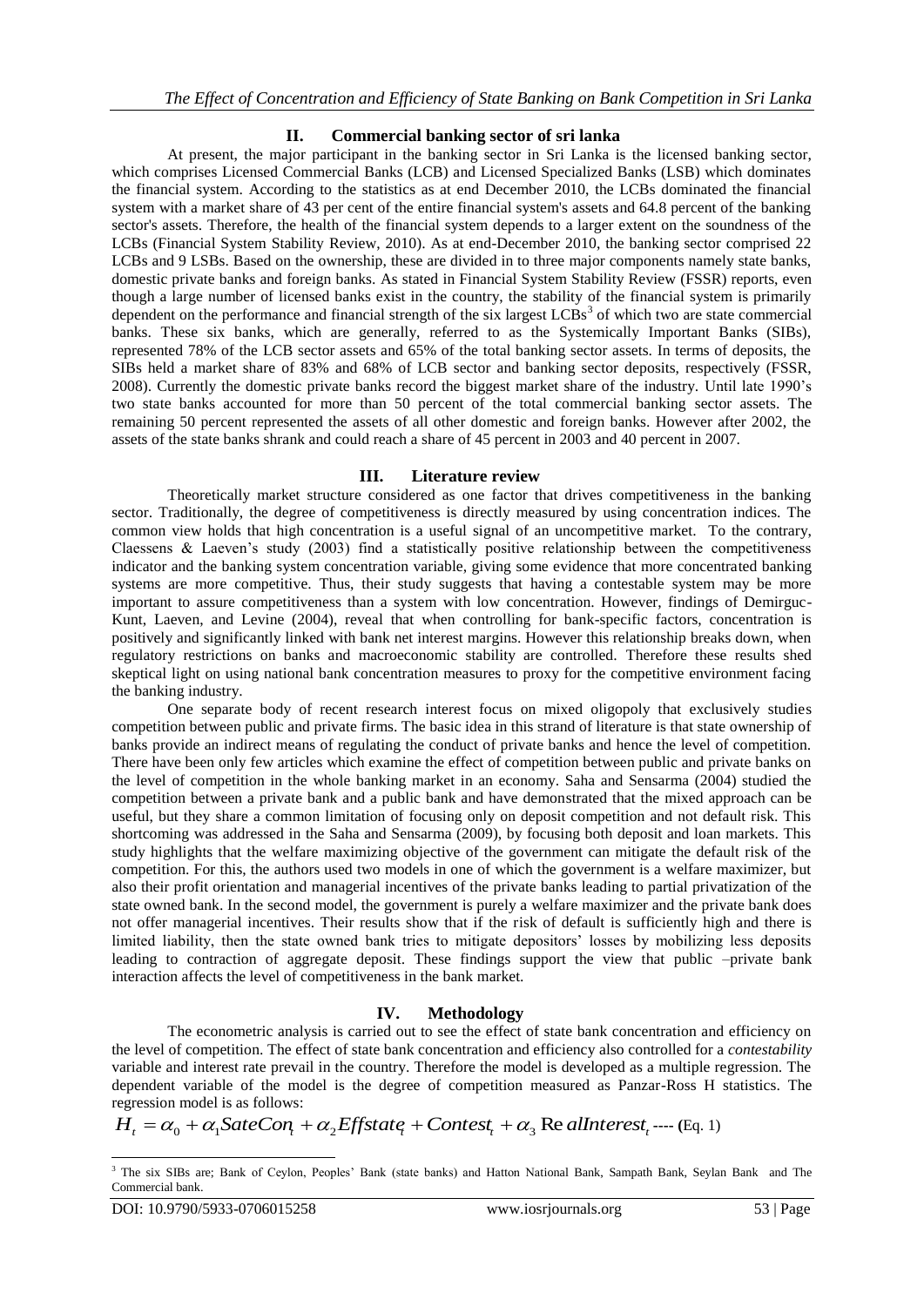## II. Commercial banking sector of sri lanka

At present, the major participant in the banking sector in Sri Lanka is the licensed banking sector, which comprises Licensed Commercial Banks (LCB) and Licensed Specialized Banks (LSB) which dominates the financial system. According to the statistics as at end December 2010, the LCBs dominated the financial system with a market share of 43 per cent of the entire financial system's assets and 64.8 percent of the banking sector's assets. Therefore, the health of the financial system depends to a larger extent on the soundness of the LCBs (Financial System Stability Review, 2010). As at end-December 2010, the banking sector comprised 22 LCBs and 9 LSBs. Based on the ownership, these are divided in to three major components namely state banks, domestic private banks and foreign banks. As stated in Financial System Stability Review (FSSR) reports, even though a large number of licensed banks exist in the country, the stability of the financial system is primarily dependent on the performance and financial strength of the six largest LCBs[3] of which two are state commercial banks. These six banks, which are generally, referred to as the Systemically Important Banks (SIBs), represented 78% of the LCB sector assets and 65% of the total banking sector assets. In terms of deposits, the SIBs held a market share of 83% and 68% of LCB sector and banking sector deposits, respectively (FSSR, 2008). Currently the domestic private banks record the biggest market share of the industry. Until late 1990's two state banks accounted for more than 50 percent of the total commercial banking sector assets. The remaining 50 percent represented the assets of all other domestic and foreign banks. However after 2002, the assets of the state banks shrank and could reach a share of 45 percent in 2003 and 40 percent in 2007.

## III. Literature review

Theoretically market structure considered as one factor that drives competitiveness in the banking sector. Traditionally, the degree of competitiveness is directly measured by using concentration indices. The common view holds that high concentration is a useful signal of an uncompetitive market. To the contrary, Claessens & Laeven's study (2003) find a statistically positive relationship between the competitiveness indicator and the banking system concentration variable, giving some evidence that more concentrated banking systems are more competitive. Thus, their study suggests that having a contestable system may be more important to assure competitiveness than a system with low concentration. However, findings of Demirguc-Kunt, Laeven, and Levine (2004), reveal that when controlling for bank-specific factors, concentration is positively and significantly linked with bank net interest margins. However this relationship breaks down, when regulatory restrictions on banks and macroeconomic stability are controlled. Therefore these results shed skeptical light on using national bank concentration measures to proxy for the competitive environment facing the banking industry.

One separate body of recent research interest focus on mixed oligopoly that exclusively studies competition between public and private firms. The basic idea in this strand of literature is that state ownership of banks provide an indirect means of regulating the conduct of private banks and hence the level of competition. There have been only few articles which examine the effect of competition between public and private banks on the level of competition in the whole banking market in an economy. Saha and Sensarma (2004) studied the competition between a private bank and a public bank and have demonstrated that the mixed approach can be useful, but they share a common limitation of focusing only on deposit competition and not default risk. This shortcoming was addressed in the Saha and Sensarma (2009), by focusing both deposit and loan markets. This study highlights that the welfare maximizing objective of the government can mitigate the default risk of the competition. For this, the authors used two models in one of which the government is a welfare maximizer, but also their profit orientation and managerial incentives of the private banks leading to partial privatization of the state owned bank. In the second model, the government is purely a welfare maximizer and the private bank does not offer managerial incentives. Their results show that if the risk of default is sufficiently high and there is limited liability, then the state owned bank tries to mitigate depositors' losses by mobilizing less deposits leading to contraction of aggregate deposit. These findings support the view that public –private bank interaction affects the level of competitiveness in the bank market.

## IV. Methodology

The econometric analysis is carried out to see the effect of state bank concentration and efficiency on the level of competition. The effect of state bank concentration and efficiency also controlled for a *contestability* variable and interest rate prevail in the country. Therefore the model is developed as a multiple regression. The dependent variable of the model is the degree of competition measured as Panzar-Ross H statistics. The regression model is as follows:

$$H_t = \alpha_0 + \alpha_1 SateCon_t + \alpha_2 Effstate_t + Contest_t + \alpha_3 \text{Re}\,alInterest_t \text{ ---- (Eq. 1)}$$

[3] The six SIBs are; Bank of Ceylon, Peoples' Bank (state banks) and Hatton National Bank, Sampath Bank, Seylan Bank and The Commercial bank.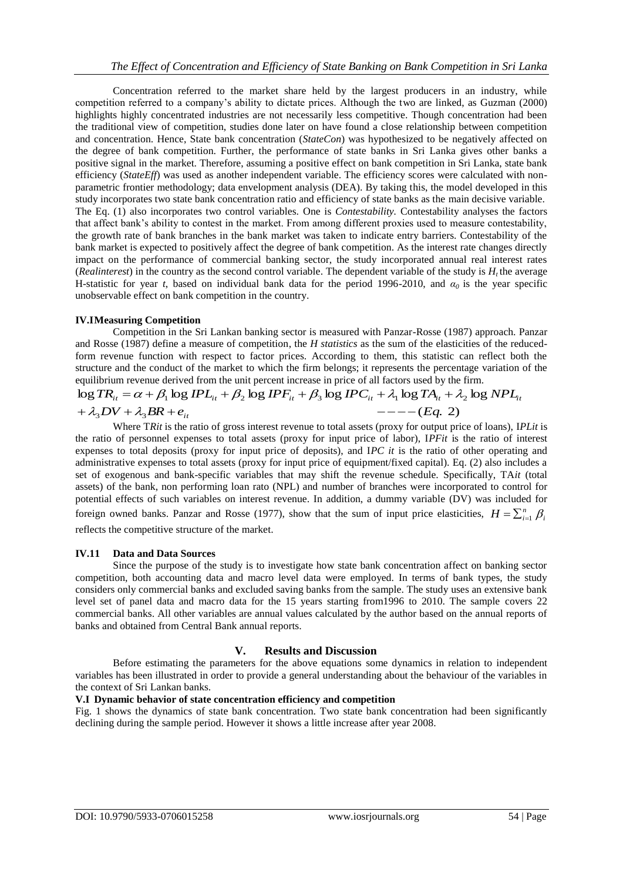Concentration referred to the market share held by the largest producers in an industry, while competition referred to a company's ability to dictate prices. Although the two are linked, as Guzman (2000) highlights highly concentrated industries are not necessarily less competitive. Though concentration had been the traditional view of competition, studies done later on have found a close relationship between competition and concentration. Hence, State bank concentration (*StateCon*) was hypothesized to be negatively affected on the degree of bank competition. Further, the performance of state banks in Sri Lanka gives other banks a positive signal in the market. Therefore, assuming a positive effect on bank competition in Sri Lanka, state bank efficiency (*StateEff*) was used as another independent variable. The efficiency scores were calculated with non-parametric frontier methodology; data envelopment analysis (DEA). By taking this, the model developed in this study incorporates two state bank concentration ratio and efficiency of state banks as the main decisive variable. The Eq. (1) also incorporates two control variables. One is *Contestability.* Contestability analyses the factors that affect bank's ability to contest in the market. From among different proxies used to measure contestability, the growth rate of bank branches in the bank market was taken to indicate entry barriers. Contestability of the bank market is expected to positively affect the degree of bank competition. As the interest rate changes directly impact on the performance of commercial banking sector, the study incorporated annual real interest rates (*Realinterest*) in the country as the second control variable. The dependent variable of the study is $H_t$ the average H-statistic for year *t*, based on individual bank data for the period 1996-2010, and $\alpha_0$ is the year specific unobservable effect on bank competition in the country.

### IV.IMeasuring Competition

Competition in the Sri Lankan banking sector is measured with Panzar-Rosse (1987) approach. Panzar and Rosse (1987) define a measure of competition, the *H statistics* as the sum of the elasticities of the reduced-form revenue function with respect to factor prices. According to them, this statistic can reflect both the structure and the conduct of the market to which the firm belongs; it represents the percentage variation of the equilibrium revenue derived from the unit percent increase in price of all factors used by the firm.

$$\log TR_{it} = \alpha + \beta_1 \log IPL_{it} + \beta_2 \log IPF_{it} + \beta_3 \log IPC_{it} + \lambda_1 \log TA_{it} + \lambda_2 \log NPL_{it} + \lambda_3 DV + \lambda_3 BR + e_{it} \qquad ----(Eq.\ 2)$$

Where T*Rit* is the ratio of gross interest revenue to total assets (proxy for output price of loans), I*PLit* is the ratio of personnel expenses to total assets (proxy for input price of labor), I*PFit* is the ratio of interest expenses to total deposits (proxy for input price of deposits), and I*PC it* is the ratio of other operating and administrative expenses to total assets (proxy for input price of equipment/fixed capital). Eq. (2) also includes a set of exogenous and bank-specific variables that may shift the revenue schedule. Specifically, TA*it* (total assets) of the bank, non performing loan rato (NPL) and number of branches were incorporated to control for potential effects of such variables on interest revenue. In addition, a dummy variable (DV) was included for foreign owned banks. Panzar and Rosse (1977), show that the sum of input price elasticities, $H = \sum_{i=1}^{n} \beta_i$ reflects the competitive structure of the market.

### IV.11 Data and Data Sources

Since the purpose of the study is to investigate how state bank concentration affect on banking sector competition, both accounting data and macro level data were employed. In terms of bank types, the study considers only commercial banks and excluded saving banks from the sample. The study uses an extensive bank level set of panel data and macro data for the 15 years starting from1996 to 2010. The sample covers 22 commercial banks. All other variables are annual values calculated by the author based on the annual reports of banks and obtained from Central Bank annual reports.

## V. Results and Discussion

Before estimating the parameters for the above equations some dynamics in relation to independent variables has been illustrated in order to provide a general understanding about the behaviour of the variables in the context of Sri Lankan banks.

### V.I Dynamic behavior of state concentration efficiency and competition

Fig. 1 shows the dynamics of state bank concentration. Two state bank concentration had been significantly declining during the sample period. However it shows a little increase after year 2008.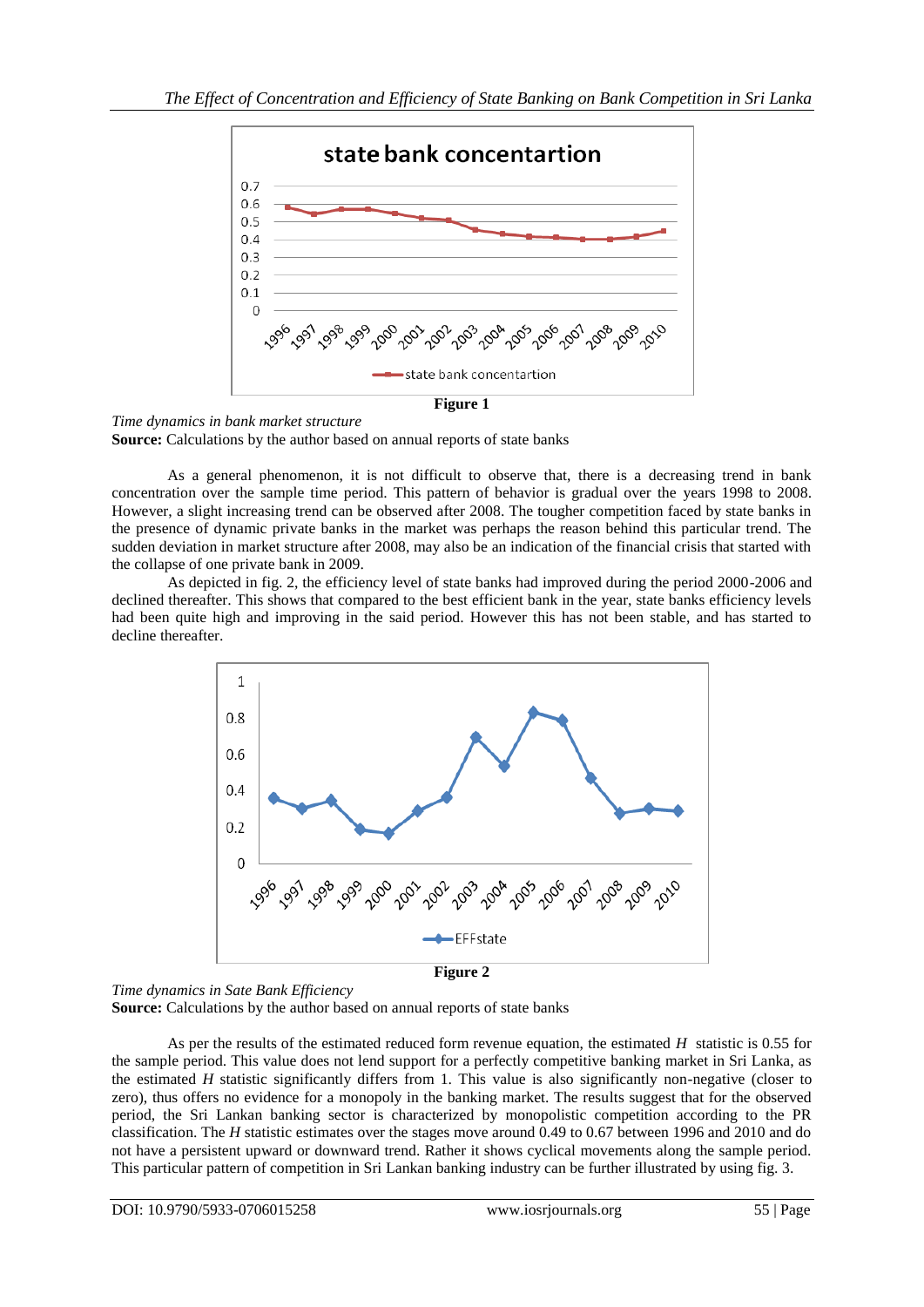**Figure 1**

*Time dynamics in bank market structure*

**Source:** Calculations by the author based on annual reports of state banks

As a general phenomenon, it is not difficult to observe that, there is a decreasing trend in bank concentration over the sample time period. This pattern of behavior is gradual over the years 1998 to 2008. However, a slight increasing trend can be observed after 2008. The tougher competition faced by state banks in the presence of dynamic private banks in the market was perhaps the reason behind this particular trend. The sudden deviation in market structure after 2008, may also be an indication of the financial crisis that started with the collapse of one private bank in 2009.

As depicted in fig. 2, the efficiency level of state banks had improved during the period 2000-2006 and declined thereafter. This shows that compared to the best efficient bank in the year, state banks efficiency levels had been quite high and improving in the said period. However this has not been stable, and has started to decline thereafter.

**Figure 2**

*Time dynamics in Sate Bank Efficiency*

**Source:** Calculations by the author based on annual reports of state banks

As per the results of the estimated reduced form revenue equation, the estimated $H$ statistic is 0.55 for the sample period. This value does not lend support for a perfectly competitive banking market in Sri Lanka, as the estimated $H$ statistic significantly differs from 1. This value is also significantly non-negative (closer to zero), thus offers no evidence for a monopoly in the banking market. The results suggest that for the observed period, the Sri Lankan banking sector is characterized by monopolistic competition according to the PR classification. The $H$ statistic estimates over the stages move around 0.49 to 0.67 between 1996 and 2010 and do not have a persistent upward or downward trend. Rather it shows cyclical movements along the sample period. This particular pattern of competition in Sri Lankan banking industry can be further illustrated by using fig. 3.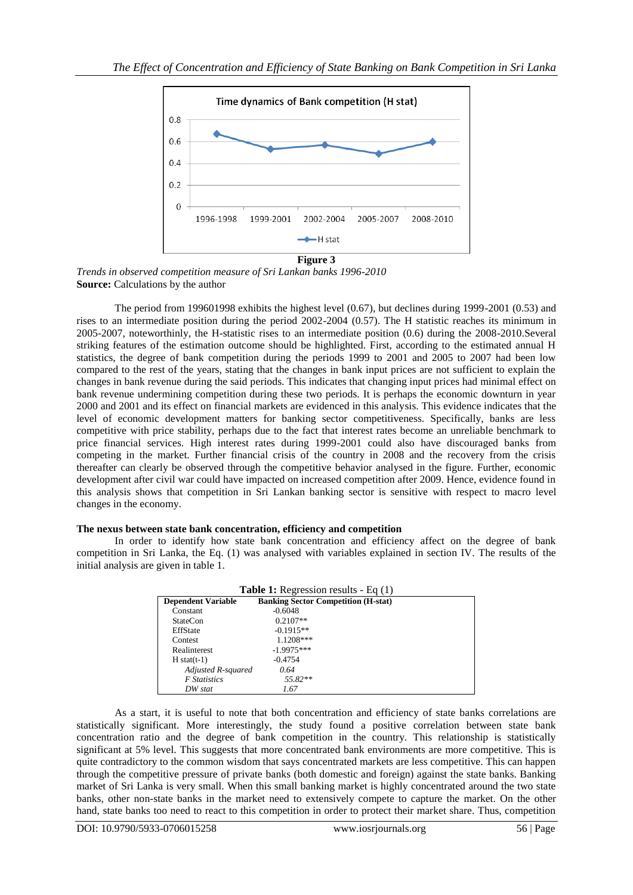**Figure 3**

*Trends in observed competition measure of Sri Lankan banks 1996-2010*

**Source:** Calculations by the author

The period from 199601998 exhibits the highest level (0.67), but declines during 1999-2001 (0.53) and rises to an intermediate position during the period 2002-2004 (0.57). The H statistic reaches its minimum in 2005-2007, noteworthinly, the H-statistic rises to an intermediate position (0.6) during the 2008-2010.Several striking features of the estimation outcome should be highlighted. First, according to the estimated annual H statistics, the degree of bank competition during the periods 1999 to 2001 and 2005 to 2007 had been low compared to the rest of the years, stating that the changes in bank input prices are not sufficient to explain the changes in bank revenue during the said periods. This indicates that changing input prices had minimal effect on bank revenue undermining competition during these two periods. It is perhaps the economic downturn in year 2000 and 2001 and its effect on financial markets are evidenced in this analysis. This evidence indicates that the level of economic development matters for banking sector competitiveness. Specifically, banks are less competitive with price stability, perhaps due to the fact that interest rates become an unreliable benchmark to price financial services. High interest rates during 1999-2001 could also have discouraged banks from competing in the market. Further financial crisis of the country in 2008 and the recovery from the crisis thereafter can clearly be observed through the competitive behavior analysed in the figure. Further, economic development after civil war could have impacted on increased competition after 2009. Hence, evidence found in this analysis shows that competition in Sri Lankan banking sector is sensitive with respect to macro level changes in the economy.

**The nexus between state bank concentration, efficiency and competition**

In order to identify how state bank concentration and efficiency affect on the degree of bank competition in Sri Lanka, the Eq. (1) was analysed with variables explained in section IV. The results of the initial analysis are given in table 1.

**Table 1:** Regression results - Eq (1)

| Dependent Variable | Banking Sector Competition (H-stat) |
|---|---|
| Constant | -0.6048 |
| StateCon | 0.2107** |
| EffState | -0.1915** |
| Contest | 1.1208*** |
| Realinterest | -1.9975*** |
| H stat(t-1) | -0.4754 |
| *Adjusted R-squared* | *0.64* |
| *F Statistics* | *55.82*** |
| *DW stat* | *1.67* |

As a start, it is useful to note that both concentration and efficiency of state banks correlations are statistically significant. More interestingly, the study found a positive correlation between state bank concentration ratio and the degree of bank competition in the country. This relationship is statistically significant at 5% level. This suggests that more concentrated bank environments are more competitive. This is quite contradictory to the common wisdom that says concentrated markets are less competitive. This can happen through the competitive pressure of private banks (both domestic and foreign) against the state banks. Banking market of Sri Lanka is very small. When this small banking market is highly concentrated around the two state banks, other non-state banks in the market need to extensively compete to capture the market. On the other hand, state banks too need to react to this competition in order to protect their market share. Thus, competition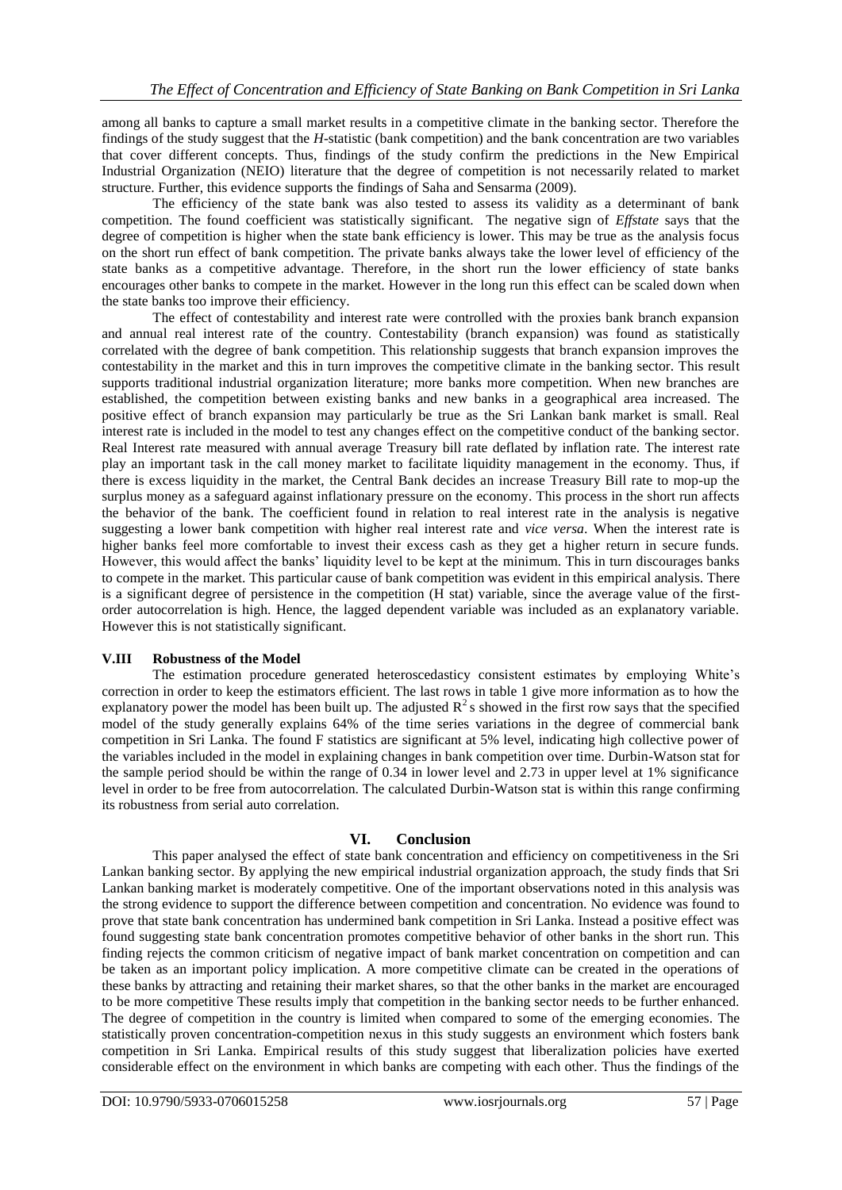among all banks to capture a small market results in a competitive climate in the banking sector. Therefore the findings of the study suggest that the *H*-statistic (bank competition) and the bank concentration are two variables that cover different concepts. Thus, findings of the study confirm the predictions in the New Empirical Industrial Organization (NEIO) literature that the degree of competition is not necessarily related to market structure. Further, this evidence supports the findings of Saha and Sensarma (2009).

The efficiency of the state bank was also tested to assess its validity as a determinant of bank competition. The found coefficient was statistically significant. The negative sign of *Effstate* says that the degree of competition is higher when the state bank efficiency is lower. This may be true as the analysis focus on the short run effect of bank competition. The private banks always take the lower level of efficiency of the state banks as a competitive advantage. Therefore, in the short run the lower efficiency of state banks encourages other banks to compete in the market. However in the long run this effect can be scaled down when the state banks too improve their efficiency.

The effect of contestability and interest rate were controlled with the proxies bank branch expansion and annual real interest rate of the country. Contestability (branch expansion) was found as statistically correlated with the degree of bank competition. This relationship suggests that branch expansion improves the contestability in the market and this in turn improves the competitive climate in the banking sector. This result supports traditional industrial organization literature; more banks more competition. When new branches are established, the competition between existing banks and new banks in a geographical area increased. The positive effect of branch expansion may particularly be true as the Sri Lankan bank market is small. Real interest rate is included in the model to test any changes effect on the competitive conduct of the banking sector. Real Interest rate measured with annual average Treasury bill rate deflated by inflation rate. The interest rate play an important task in the call money market to facilitate liquidity management in the economy. Thus, if there is excess liquidity in the market, the Central Bank decides an increase Treasury Bill rate to mop-up the surplus money as a safeguard against inflationary pressure on the economy. This process in the short run affects the behavior of the bank. The coefficient found in relation to real interest rate in the analysis is negative suggesting a lower bank competition with higher real interest rate and *vice versa*. When the interest rate is higher banks feel more comfortable to invest their excess cash as they get a higher return in secure funds. However, this would affect the banks' liquidity level to be kept at the minimum. This in turn discourages banks to compete in the market. This particular cause of bank competition was evident in this empirical analysis. There is a significant degree of persistence in the competition (H stat) variable, since the average value of the first-order autocorrelation is high. Hence, the lagged dependent variable was included as an explanatory variable. However this is not statistically significant.

### V.III Robustness of the Model

The estimation procedure generated heteroscedasticy consistent estimates by employing White's correction in order to keep the estimators efficient. The last rows in table 1 give more information as to how the explanatory power the model has been built up. The adjusted $R^2$ s showed in the first row says that the specified model of the study generally explains 64% of the time series variations in the degree of commercial bank competition in Sri Lanka. The found F statistics are significant at 5% level, indicating high collective power of the variables included in the model in explaining changes in bank competition over time. Durbin-Watson stat for the sample period should be within the range of 0.34 in lower level and 2.73 in upper level at 1% significance level in order to be free from autocorrelation. The calculated Durbin-Watson stat is within this range confirming its robustness from serial auto correlation.

## VI. Conclusion

This paper analysed the effect of state bank concentration and efficiency on competitiveness in the Sri Lankan banking sector. By applying the new empirical industrial organization approach, the study finds that Sri Lankan banking market is moderately competitive. One of the important observations noted in this analysis was the strong evidence to support the difference between competition and concentration. No evidence was found to prove that state bank concentration has undermined bank competition in Sri Lanka. Instead a positive effect was found suggesting state bank concentration promotes competitive behavior of other banks in the short run. This finding rejects the common criticism of negative impact of bank market concentration on competition and can be taken as an important policy implication. A more competitive climate can be created in the operations of these banks by attracting and retaining their market shares, so that the other banks in the market are encouraged to be more competitive These results imply that competition in the banking sector needs to be further enhanced. The degree of competition in the country is limited when compared to some of the emerging economies. The statistically proven concentration-competition nexus in this study suggests an environment which fosters bank competition in Sri Lanka. Empirical results of this study suggest that liberalization policies have exerted considerable effect on the environment in which banks are competing with each other. Thus the findings of the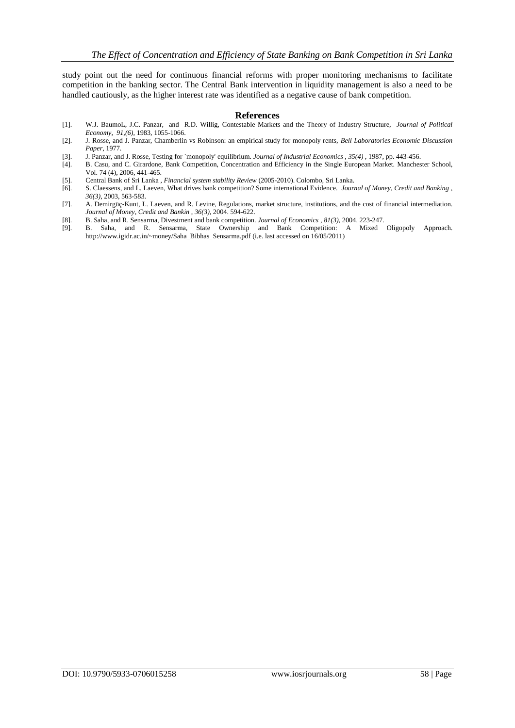study point out the need for continuous financial reforms with proper monitoring mechanisms to facilitate competition in the banking sector. The Central Bank intervention in liquidity management is also a need to be handled cautiously, as the higher interest rate was identified as a negative cause of bank competition.

## References

[1]. W.J. BaumoL, J.C. Panzar, and R.D. Willig, Contestable Markets and the Theory of Industry Structure, *Journal of Political Economy, 91,(6)*, 1983, 1055-1066.

[2]. J. Rosse, and J. Panzar, Chamberlin vs Robinson: an empirical study for monopoly rents, *Bell Laboratories Economic Discussion Paper*, 1977.

[3]. J. Panzar, and J. Rosse, Testing for `monopoly' equilibrium. *Journal of Industrial Economics , 35(4)* , 1987, pp. 443-456.

[4]. B. Casu, and C. Girardone, Bank Competition, Concentration and Efficiency in the Single European Market. Manchester School, Vol. 74 (4), 2006, 441-465.

[5]. Central Bank of Sri Lanka , *Financial system stability Review* (2005-2010). Colombo, Sri Lanka.

[6]. S. Claessens, and L. Laeven, What drives bank competition? Some international Evidence. *Journal of Money, Credit and Banking , 36(3)*, 2003, 563-583.

[7]. A. Demirgüç-Kunt, L. Laeven, and R. Levine, Regulations, market structure, institutions, and the cost of financial intermediation. *Journal of Money, Credit and Bankin , 36(3)*, 2004. 594-622.

[8]. B. Saha, and R. Sensarma, Divestment and bank competition. *Journal of Economics , 81(3)*, 2004. 223-247.

[9]. B. Saha, and R. Sensarma, State Ownership and Bank Competition: A Mixed Oligopoly Approach. http://www.igidr.ac.in/~money/Saha_Bibhas_Sensarma.pdf (i.e. last accessed on 16/05/2011)